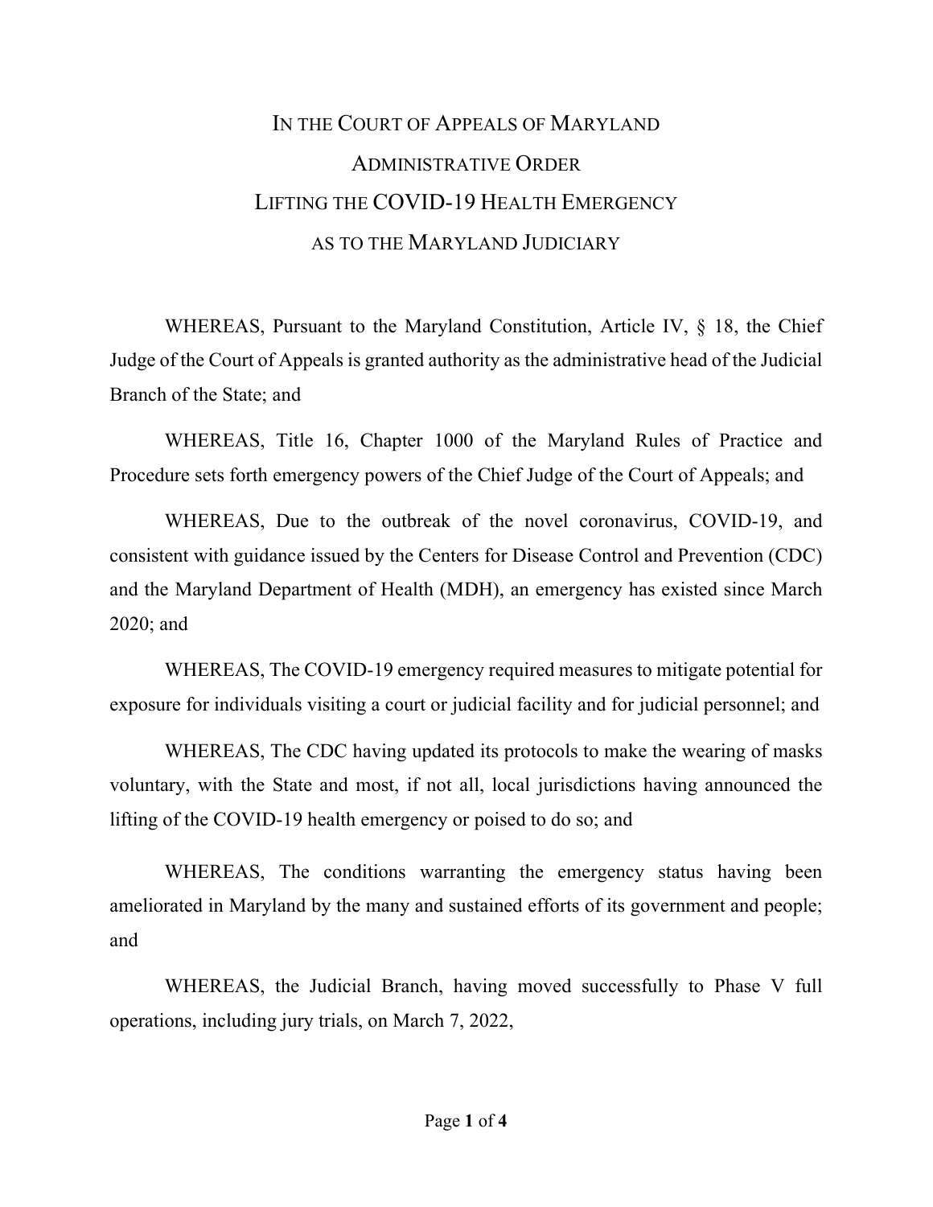# IN THE COURT OF APPEALS OF MARYLAND

## ADMINISTRATIVE ORDER

## LIFTING THE COVID-19 HEALTH EMERGENCY

## AS TO THE MARYLAND JUDICIARY

WHEREAS, Pursuant to the Maryland Constitution, Article IV, § 18, the Chief Judge of the Court of Appeals is granted authority as the administrative head of the Judicial Branch of the State; and

WHEREAS, Title 16, Chapter 1000 of the Maryland Rules of Practice and Procedure sets forth emergency powers of the Chief Judge of the Court of Appeals; and

WHEREAS, Due to the outbreak of the novel coronavirus, COVID-19, and consistent with guidance issued by the Centers for Disease Control and Prevention (CDC) and the Maryland Department of Health (MDH), an emergency has existed since March 2020; and

WHEREAS, The COVID-19 emergency required measures to mitigate potential for exposure for individuals visiting a court or judicial facility and for judicial personnel; and

WHEREAS, The CDC having updated its protocols to make the wearing of masks voluntary, with the State and most, if not all, local jurisdictions having announced the lifting of the COVID-19 health emergency or poised to do so; and

WHEREAS, The conditions warranting the emergency status having been ameliorated in Maryland by the many and sustained efforts of its government and people; and

WHEREAS, the Judicial Branch, having moved successfully to Phase V full operations, including jury trials, on March 7, 2022,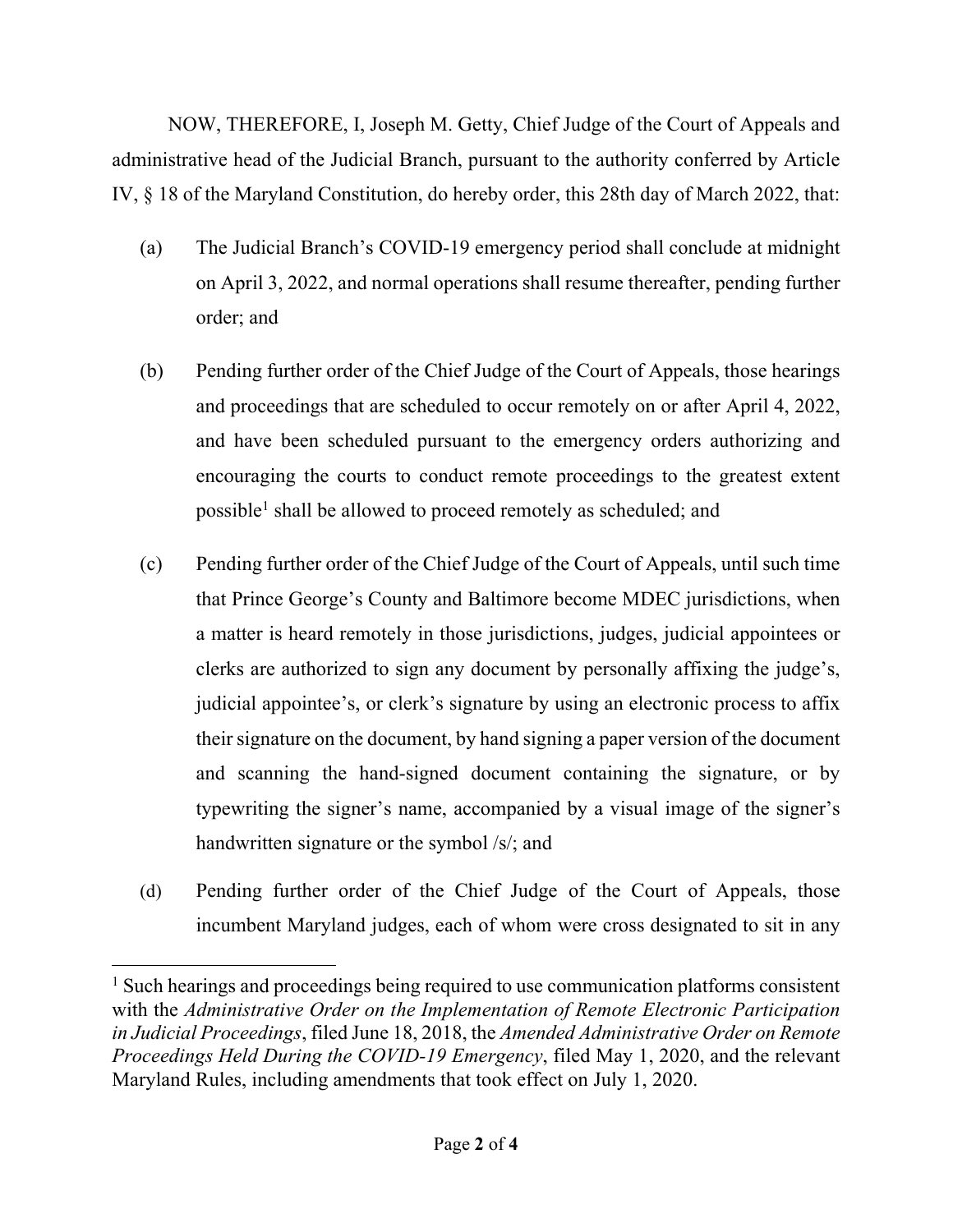NOW, THEREFORE, I, Joseph M. Getty, Chief Judge of the Court of Appeals and administrative head of the Judicial Branch, pursuant to the authority conferred by Article IV, § 18 of the Maryland Constitution, do hereby order, this 28th day of March 2022, that:

(a) The Judicial Branch's COVID-19 emergency period shall conclude at midnight on April 3, 2022, and normal operations shall resume thereafter, pending further order; and

(b) Pending further order of the Chief Judge of the Court of Appeals, those hearings and proceedings that are scheduled to occur remotely on or after April 4, 2022, and have been scheduled pursuant to the emergency orders authorizing and encouraging the courts to conduct remote proceedings to the greatest extent possible[1] shall be allowed to proceed remotely as scheduled; and

(c) Pending further order of the Chief Judge of the Court of Appeals, until such time that Prince George's County and Baltimore become MDEC jurisdictions, when a matter is heard remotely in those jurisdictions, judges, judicial appointees or clerks are authorized to sign any document by personally affixing the judge's, judicial appointee's, or clerk's signature by using an electronic process to affix their signature on the document, by hand signing a paper version of the document and scanning the hand-signed document containing the signature, or by typewriting the signer's name, accompanied by a visual image of the signer's handwritten signature or the symbol /s/; and

(d) Pending further order of the Chief Judge of the Court of Appeals, those incumbent Maryland judges, each of whom were cross designated to sit in any

---

[1] Such hearings and proceedings being required to use communication platforms consistent with the *Administrative Order on the Implementation of Remote Electronic Participation in Judicial Proceedings*, filed June 18, 2018, the *Amended Administrative Order on Remote Proceedings Held During the COVID-19 Emergency*, filed May 1, 2020, and the relevant Maryland Rules, including amendments that took effect on July 1, 2020.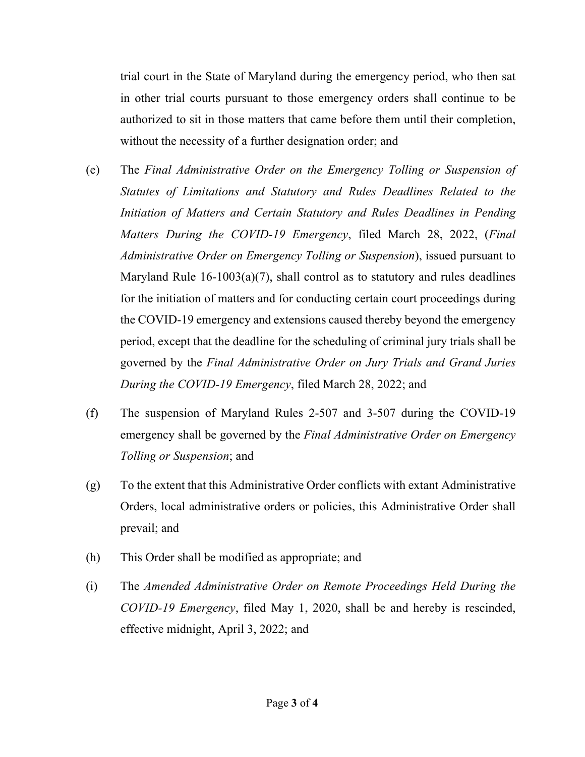trial court in the State of Maryland during the emergency period, who then sat in other trial courts pursuant to those emergency orders shall continue to be authorized to sit in those matters that came before them until their completion, without the necessity of a further designation order; and

(e) The *Final Administrative Order on the Emergency Tolling or Suspension of Statutes of Limitations and Statutory and Rules Deadlines Related to the Initiation of Matters and Certain Statutory and Rules Deadlines in Pending Matters During the COVID-19 Emergency*, filed March 28, 2022, (*Final Administrative Order on Emergency Tolling or Suspension*), issued pursuant to Maryland Rule 16-1003(a)(7), shall control as to statutory and rules deadlines for the initiation of matters and for conducting certain court proceedings during the COVID-19 emergency and extensions caused thereby beyond the emergency period, except that the deadline for the scheduling of criminal jury trials shall be governed by the *Final Administrative Order on Jury Trials and Grand Juries During the COVID-19 Emergency*, filed March 28, 2022; and

(f) The suspension of Maryland Rules 2-507 and 3-507 during the COVID-19 emergency shall be governed by the *Final Administrative Order on Emergency Tolling or Suspension*; and

(g) To the extent that this Administrative Order conflicts with extant Administrative Orders, local administrative orders or policies, this Administrative Order shall prevail; and

(h) This Order shall be modified as appropriate; and

(i) The *Amended Administrative Order on Remote Proceedings Held During the COVID-19 Emergency*, filed May 1, 2020, shall be and hereby is rescinded, effective midnight, April 3, 2022; and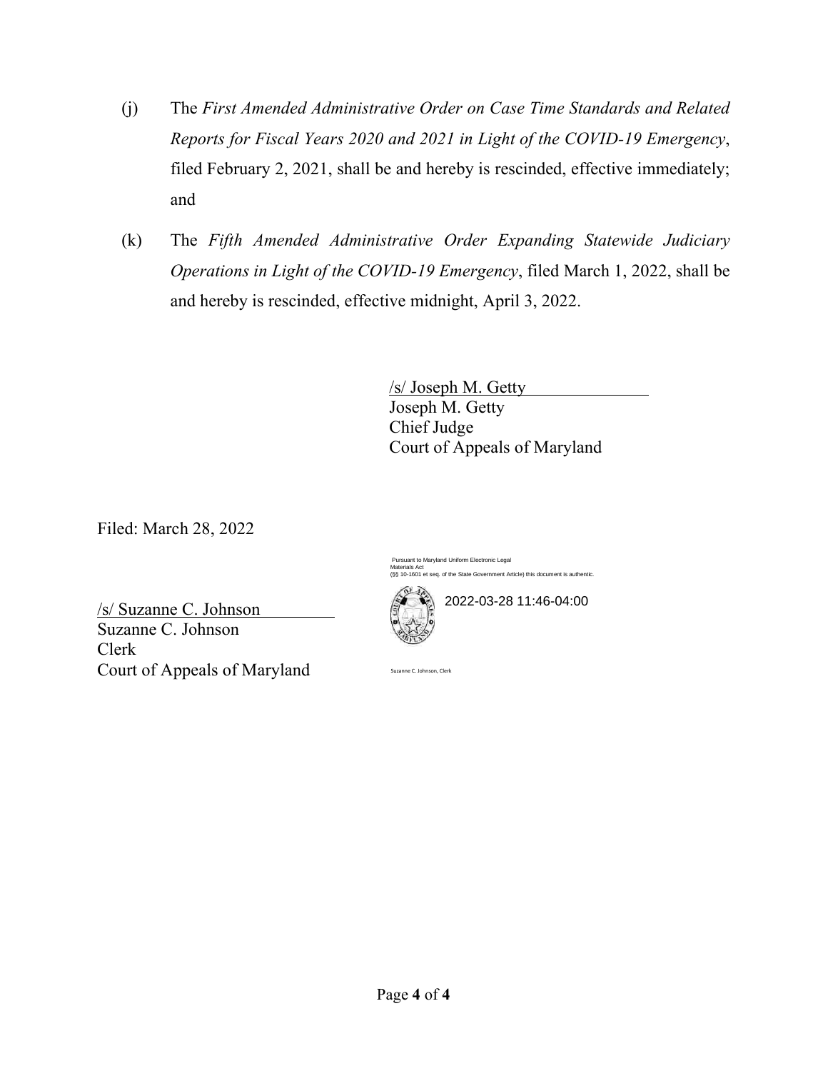(j) The *First Amended Administrative Order on Case Time Standards and Related Reports for Fiscal Years 2020 and 2021 in Light of the COVID-19 Emergency*, filed February 2, 2021, shall be and hereby is rescinded, effective immediately; and

(k) The *Fifth Amended Administrative Order Expanding Statewide Judiciary Operations in Light of the COVID-19 Emergency*, filed March 1, 2022, shall be and hereby is rescinded, effective midnight, April 3, 2022.

/s/ Joseph M. Getty
Joseph M. Getty
Chief Judge
Court of Appeals of Maryland

Filed: March 28, 2022

/s/ Suzanne C. Johnson
Suzanne C. Johnson
Clerk
Court of Appeals of Maryland

Pursuant to Maryland Uniform Electronic Legal Materials Act
(§§ 10-1601 et seq. of the State Government Article) this document is authentic.

2022-03-28 11:46-04:00

Suzanne C. Johnson, Clerk